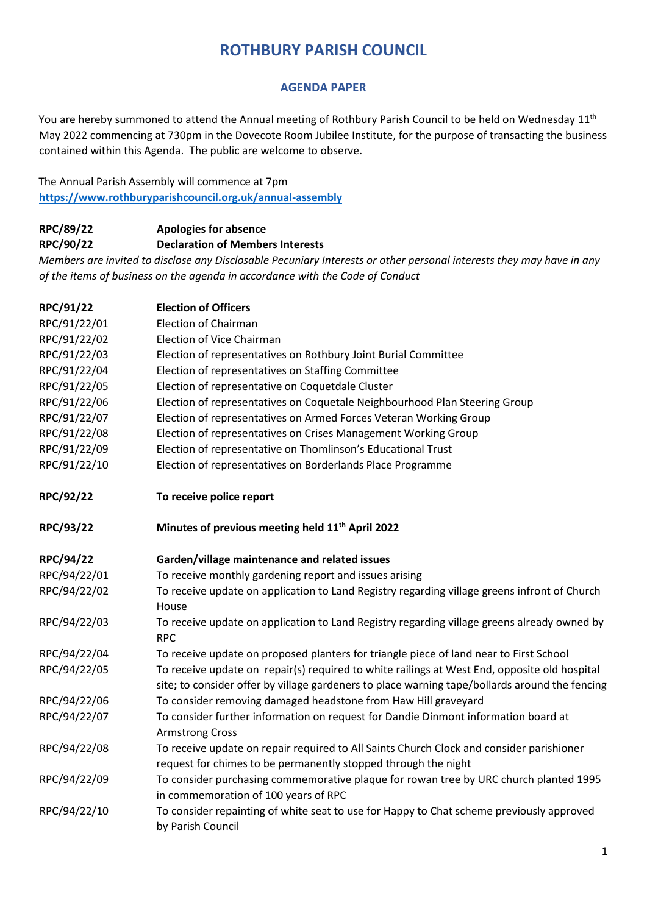# ROTHBURY PARISH COUNCIL

## AGENDA PAPER

You are hereby summoned to attend the Annual meeting of Rothbury Parish Council to be held on Wednesday 11th May 2022 commencing at 730pm in the Dovecote Room Jubilee Institute, for the purpose of transacting the business contained within this Agenda. The public are welcome to observe.

The Annual Parish Assembly will commence at 7pm
**https://www.rothburyparishcouncil.org.uk/annual-assembly**

**RPC/89/22** **Apologies for absence**

**RPC/90/22** **Declaration of Members Interests**

*Members are invited to disclose any Disclosable Pecuniary Interests or other personal interests they may have in any of the items of business on the agenda in accordance with the Code of Conduct*

**RPC/91/22** **Election of Officers**

RPC/91/22/01 Election of Chairman

RPC/91/22/02 Election of Vice Chairman

RPC/91/22/03 Election of representatives on Rothbury Joint Burial Committee

RPC/91/22/04 Election of representatives on Staffing Committee

RPC/91/22/05 Election of representative on Coquetdale Cluster

RPC/91/22/06 Election of representatives on Coquetale Neighbourhood Plan Steering Group

RPC/91/22/07 Election of representatives on Armed Forces Veteran Working Group

RPC/91/22/08 Election of representatives on Crises Management Working Group

RPC/91/22/09 Election of representative on Thomlinson's Educational Trust

RPC/91/22/10 Election of representatives on Borderlands Place Programme

**RPC/92/22** **To receive police report**

**RPC/93/22** **Minutes of previous meeting held 11th April 2022**

**RPC/94/22** **Garden/village maintenance and related issues**

RPC/94/22/01 To receive monthly gardening report and issues arising

RPC/94/22/02 To receive update on application to Land Registry regarding village greens infront of Church House

RPC/94/22/03 To receive update on application to Land Registry regarding village greens already owned by RPC

RPC/94/22/04 To receive update on proposed planters for triangle piece of land near to First School

RPC/94/22/05 To receive update on repair(s) required to white railings at West End, opposite old hospital site**;** to consider offer by village gardeners to place warning tape/bollards around the fencing

RPC/94/22/06 To consider removing damaged headstone from Haw Hill graveyard

RPC/94/22/07 To consider further information on request for Dandie Dinmont information board at Armstrong Cross

RPC/94/22/08 To receive update on repair required to All Saints Church Clock and consider parishioner request for chimes to be permanently stopped through the night

RPC/94/22/09 To consider purchasing commemorative plaque for rowan tree by URC church planted 1995 in commemoration of 100 years of RPC

RPC/94/22/10 To consider repainting of white seat to use for Happy to Chat scheme previously approved by Parish Council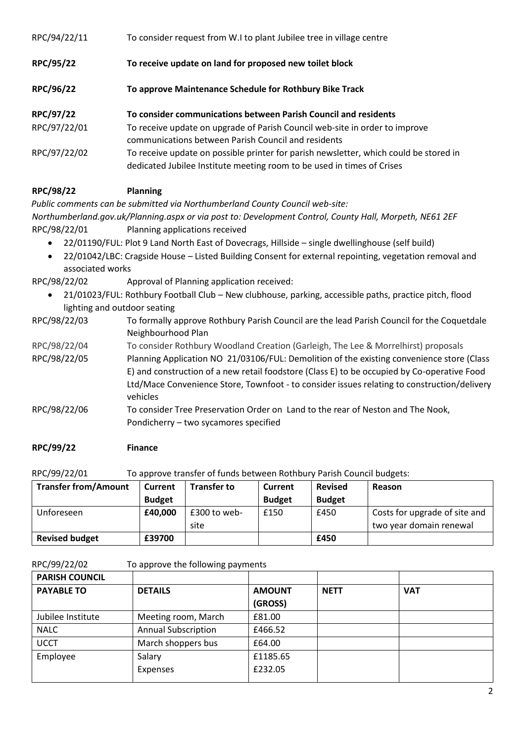RPC/94/22/11 To consider request from W.I to plant Jubilee tree in village centre

**RPC/95/22 To receive update on land for proposed new toilet block**

**RPC/96/22 To approve Maintenance Schedule for Rothbury Bike Track**

**RPC/97/22 To consider communications between Parish Council and residents**

RPC/97/22/01 To receive update on upgrade of Parish Council web-site in order to improve communications between Parish Council and residents

RPC/97/22/02 To receive update on possible printer for parish newsletter, which could be stored in dedicated Jubilee Institute meeting room to be used in times of Crises

**RPC/98/22 Planning**

*Public comments can be submitted via Northumberland County Council web-site: Northumberland.gov.uk/Planning.aspx or via post to: Development Control, County Hall, Morpeth, NE61 2EF*

RPC/98/22/01 Planning applications received

- 22/01190/FUL: Plot 9 Land North East of Dovecrags, Hillside – single dwellinghouse (self build)
- 22/01042/LBC: Cragside House – Listed Building Consent for external repointing, vegetation removal and associated works

RPC/98/22/02 Approval of Planning application received:

- 21/01023/FUL: Rothbury Football Club – New clubhouse, parking, accessible paths, practice pitch, flood lighting and outdoor seating

RPC/98/22/03 To formally approve Rothbury Parish Council are the lead Parish Council for the Coquetdale Neighbourhood Plan

RPC/98/22/04 To consider Rothbury Woodland Creation (Garleigh, The Lee & Morrelhirst) proposals

RPC/98/22/05 Planning Application NO 21/03106/FUL: Demolition of the existing convenience store (Class E) and construction of a new retail foodstore (Class E) to be occupied by Co-operative Food Ltd/Mace Convenience Store, Townfoot - to consider issues relating to construction/delivery vehicles

RPC/98/22/06 To consider Tree Preservation Order on Land to the rear of Neston and The Nook, Pondicherry – two sycamores specified

**RPC/99/22 Finance**

RPC/99/22/01 To approve transfer of funds between Rothbury Parish Council budgets:

| Transfer from/Amount | Current Budget | Transfer to | Current Budget | Revised Budget | Reason |
|---|---|---|---|---|---|
| Unforeseen | **£40,000** | £300 to web-site | £150 | £450 | Costs for upgrade of site and two year domain renewal |
| **Revised budget** | **£39700** | | | **£450** | |

RPC/99/22/02 To approve the following payments

| PARISH COUNCIL | | | | |
|---|---|---|---|---|
| **PAYABLE TO** | **DETAILS** | **AMOUNT (GROSS)** | **NETT** | **VAT** |
| Jubilee Institute | Meeting room, March | £81.00 | | |
| NALC | Annual Subscription | £466.52 | | |
| UCCT | March shoppers bus | £64.00 | | |
| Employee | Salary<br>Expenses | £1185.65<br>£232.05 | | |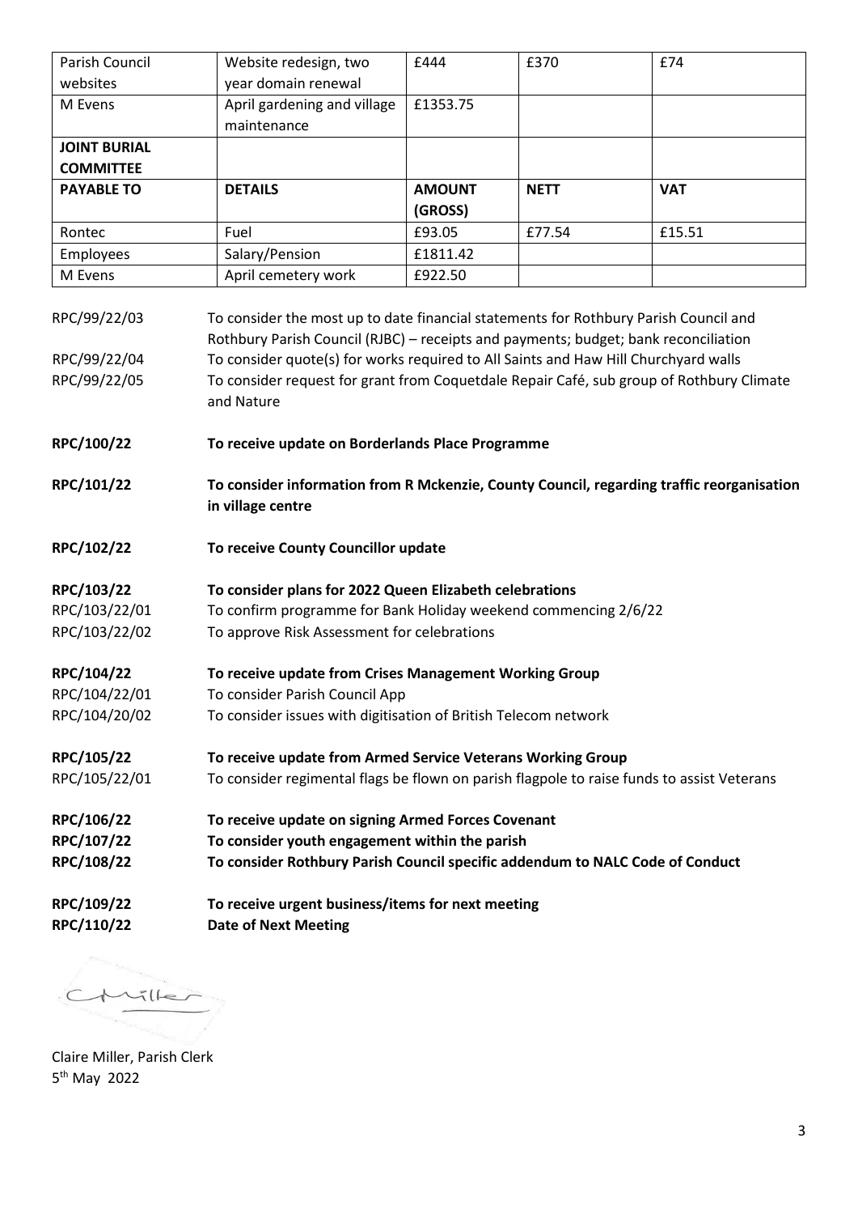| | | | | |
|---|---|---|---|---|
| Parish Council websites | Website redesign, two year domain renewal | £444 | £370 | £74 |
| M Evens | April gardening and village maintenance | £1353.75 | | |
| **JOINT BURIAL COMMITTEE** | | | | |
| **PAYABLE TO** | **DETAILS** | **AMOUNT (GROSS)** | **NETT** | **VAT** |
| Rontec | Fuel | £93.05 | £77.54 | £15.51 |
| Employees | Salary/Pension | £1811.42 | | |
| M Evens | April cemetery work | £922.50 | | |

RPC/99/22/03 To consider the most up to date financial statements for Rothbury Parish Council and Rothbury Parish Council (RJBC) – receipts and payments; budget; bank reconciliation

RPC/99/22/04 To consider quote(s) for works required to All Saints and Haw Hill Churchyard walls

RPC/99/22/05 To consider request for grant from Coquetdale Repair Café, sub group of Rothbury Climate and Nature

**RPC/100/22 To receive update on Borderlands Place Programme**

**RPC/101/22 To consider information from R Mckenzie, County Council, regarding traffic reorganisation in village centre**

**RPC/102/22 To receive County Councillor update**

**RPC/103/22 To consider plans for 2022 Queen Elizabeth celebrations**

RPC/103/22/01 To confirm programme for Bank Holiday weekend commencing 2/6/22

RPC/103/22/02 To approve Risk Assessment for celebrations

**RPC/104/22 To receive update from Crises Management Working Group**

RPC/104/22/01 To consider Parish Council App

RPC/104/20/02 To consider issues with digitisation of British Telecom network

**RPC/105/22 To receive update from Armed Service Veterans Working Group**

RPC/105/22/01 To consider regimental flags be flown on parish flagpole to raise funds to assist Veterans

**RPC/106/22 To receive update on signing Armed Forces Covenant**

**RPC/107/22 To consider youth engagement within the parish**

**RPC/108/22 To consider Rothbury Parish Council specific addendum to NALC Code of Conduct**

**RPC/109/22 To receive urgent business/items for next meeting**

**RPC/110/22 Date of Next Meeting**

CMiller

Claire Miller, Parish Clerk
5th May 2022